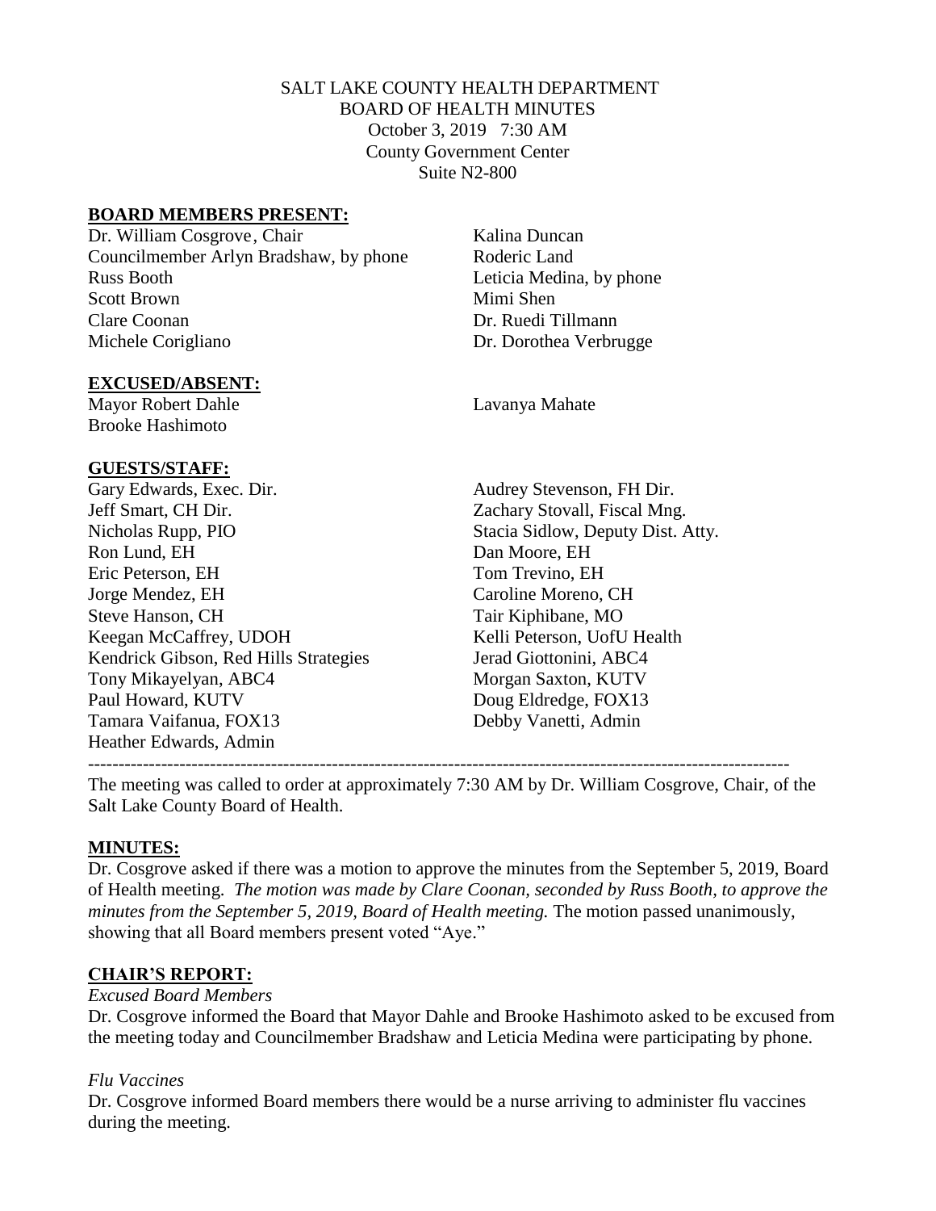SALT LAKE COUNTY HEALTH DEPARTMENT
BOARD OF HEALTH MINUTES
October 3, 2019 7:30 AM
County Government Center
Suite N2-800

## BOARD MEMBERS PRESENT:

Dr. William Cosgrove, Chair
Councilmember Arlyn Bradshaw, by phone
Russ Booth
Scott Brown
Clare Coonan
Michele Corigliano
Kalina Duncan
Roderic Land
Leticia Medina, by phone
Mimi Shen
Dr. Ruedi Tillmann
Dr. Dorothea Verbrugge

## EXCUSED/ABSENT:

Mayor Robert Dahle
Brooke Hashimoto
Lavanya Mahate

## GUESTS/STAFF:

Gary Edwards, Exec. Dir.
Jeff Smart, CH Dir.
Nicholas Rupp, PIO
Ron Lund, EH
Eric Peterson, EH
Jorge Mendez, EH
Steve Hanson, CH
Keegan McCaffrey, UDOH
Kendrick Gibson, Red Hills Strategies
Tony Mikayelyan, ABC4
Paul Howard, KUTV
Tamara Vaifanua, FOX13
Heather Edwards, Admin
Audrey Stevenson, FH Dir.
Zachary Stovall, Fiscal Mng.
Stacia Sidlow, Deputy Dist. Atty.
Dan Moore, EH
Tom Trevino, EH
Caroline Moreno, CH
Tair Kiphibane, MO
Kelli Peterson, UofU Health
Jerad Giottonini, ABC4
Morgan Saxton, KUTV
Doug Eldredge, FOX13
Debby Vanetti, Admin

---

The meeting was called to order at approximately 7:30 AM by Dr. William Cosgrove, Chair, of the Salt Lake County Board of Health.

## MINUTES:

Dr. Cosgrove asked if there was a motion to approve the minutes from the September 5, 2019, Board of Health meeting. *The motion was made by Clare Coonan, seconded by Russ Booth, to approve the minutes from the September 5, 2019, Board of Health meeting.* The motion passed unanimously, showing that all Board members present voted "Aye."

## CHAIR'S REPORT:

*Excused Board Members*

Dr. Cosgrove informed the Board that Mayor Dahle and Brooke Hashimoto asked to be excused from the meeting today and Councilmember Bradshaw and Leticia Medina were participating by phone.

*Flu Vaccines*

Dr. Cosgrove informed Board members there would be a nurse arriving to administer flu vaccines during the meeting.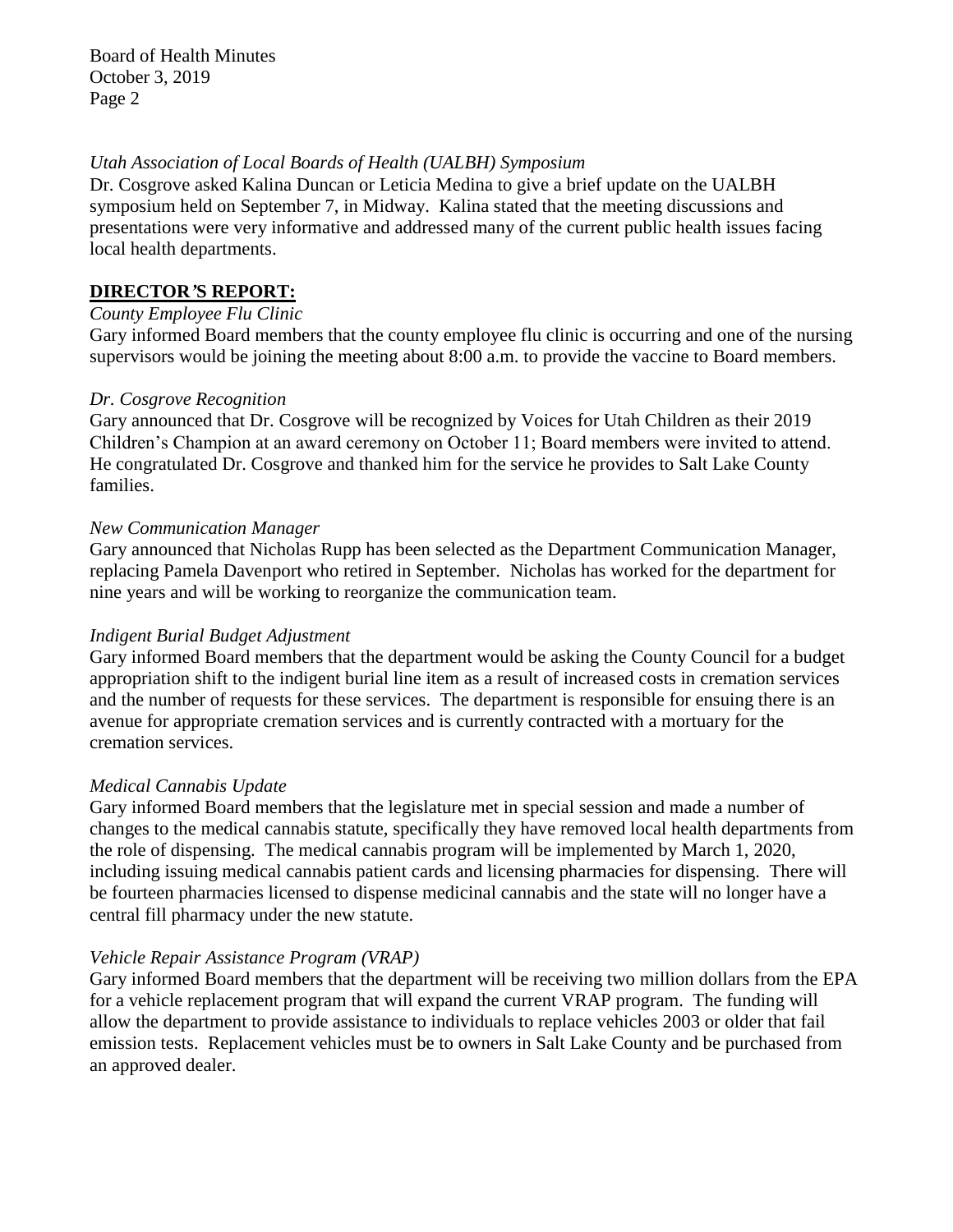*Utah Association of Local Boards of Health (UALBH) Symposium*
Dr. Cosgrove asked Kalina Duncan or Leticia Medina to give a brief update on the UALBH symposium held on September 7, in Midway. Kalina stated that the meeting discussions and presentations were very informative and addressed many of the current public health issues facing local health departments.

**DIRECTOR'S REPORT:**

*County Employee Flu Clinic*
Gary informed Board members that the county employee flu clinic is occurring and one of the nursing supervisors would be joining the meeting about 8:00 a.m. to provide the vaccine to Board members.

*Dr. Cosgrove Recognition*
Gary announced that Dr. Cosgrove will be recognized by Voices for Utah Children as their 2019 Children's Champion at an award ceremony on October 11; Board members were invited to attend. He congratulated Dr. Cosgrove and thanked him for the service he provides to Salt Lake County families.

*New Communication Manager*
Gary announced that Nicholas Rupp has been selected as the Department Communication Manager, replacing Pamela Davenport who retired in September. Nicholas has worked for the department for nine years and will be working to reorganize the communication team.

*Indigent Burial Budget Adjustment*
Gary informed Board members that the department would be asking the County Council for a budget appropriation shift to the indigent burial line item as a result of increased costs in cremation services and the number of requests for these services. The department is responsible for ensuing there is an avenue for appropriate cremation services and is currently contracted with a mortuary for the cremation services.

*Medical Cannabis Update*
Gary informed Board members that the legislature met in special session and made a number of changes to the medical cannabis statute, specifically they have removed local health departments from the role of dispensing. The medical cannabis program will be implemented by March 1, 2020, including issuing medical cannabis patient cards and licensing pharmacies for dispensing. There will be fourteen pharmacies licensed to dispense medicinal cannabis and the state will no longer have a central fill pharmacy under the new statute.

*Vehicle Repair Assistance Program (VRAP)*
Gary informed Board members that the department will be receiving two million dollars from the EPA for a vehicle replacement program that will expand the current VRAP program. The funding will allow the department to provide assistance to individuals to replace vehicles 2003 or older that fail emission tests. Replacement vehicles must be to owners in Salt Lake County and be purchased from an approved dealer.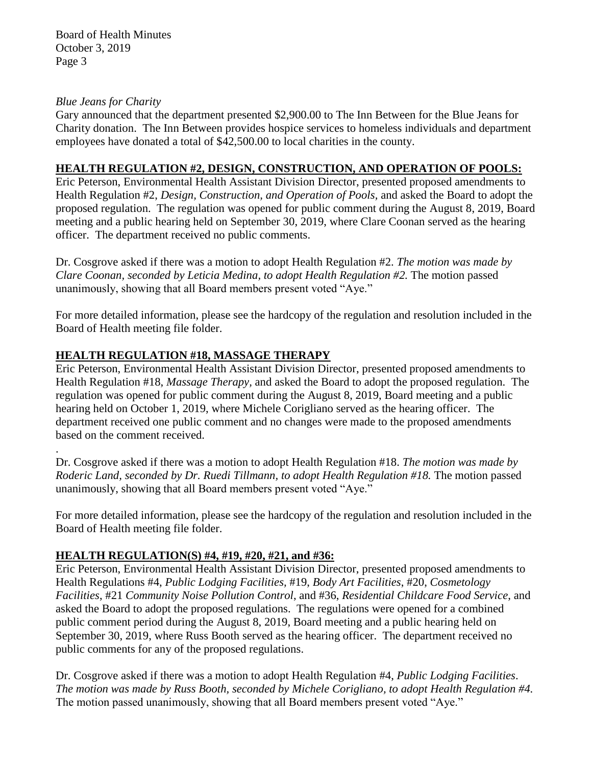*Blue Jeans for Charity*

Gary announced that the department presented $2,900.00 to The Inn Between for the Blue Jeans for Charity donation. The Inn Between provides hospice services to homeless individuals and department employees have donated a total of $42,500.00 to local charities in the county.

## HEALTH REGULATION #2, DESIGN, CONSTRUCTION, AND OPERATION OF POOLS:

Eric Peterson, Environmental Health Assistant Division Director, presented proposed amendments to Health Regulation #2, *Design, Construction, and Operation of Pools*, and asked the Board to adopt the proposed regulation. The regulation was opened for public comment during the August 8, 2019, Board meeting and a public hearing held on September 30, 2019, where Clare Coonan served as the hearing officer. The department received no public comments.

Dr. Cosgrove asked if there was a motion to adopt Health Regulation #2. *The motion was made by Clare Coonan, seconded by Leticia Medina, to adopt Health Regulation #2.* The motion passed unanimously, showing that all Board members present voted "Aye."

For more detailed information, please see the hardcopy of the regulation and resolution included in the Board of Health meeting file folder.

## HEALTH REGULATION #18, MASSAGE THERAPY

Eric Peterson, Environmental Health Assistant Division Director, presented proposed amendments to Health Regulation #18, *Massage Therapy*, and asked the Board to adopt the proposed regulation. The regulation was opened for public comment during the August 8, 2019, Board meeting and a public hearing held on October 1, 2019, where Michele Corigliano served as the hearing officer. The department received one public comment and no changes were made to the proposed amendments based on the comment received.

.

Dr. Cosgrove asked if there was a motion to adopt Health Regulation #18. *The motion was made by Roderic Land, seconded by Dr. Ruedi Tillmann, to adopt Health Regulation #18.* The motion passed unanimously, showing that all Board members present voted "Aye."

For more detailed information, please see the hardcopy of the regulation and resolution included in the Board of Health meeting file folder.

## HEALTH REGULATION(S) #4, #19, #20, #21, and #36:

Eric Peterson, Environmental Health Assistant Division Director, presented proposed amendments to Health Regulations #4, *Public Lodging Facilities*, #19, *Body Art Facilities*, #20, *Cosmetology Facilities*, #21 *Community Noise Pollution Control*, and #36, *Residential Childcare Food Service*, and asked the Board to adopt the proposed regulations. The regulations were opened for a combined public comment period during the August 8, 2019, Board meeting and a public hearing held on September 30, 2019, where Russ Booth served as the hearing officer. The department received no public comments for any of the proposed regulations.

Dr. Cosgrove asked if there was a motion to adopt Health Regulation #4, *Public Lodging Facilities*. *The motion was made by Russ Booth, seconded by Michele Corigliano, to adopt Health Regulation #4.* The motion passed unanimously, showing that all Board members present voted "Aye."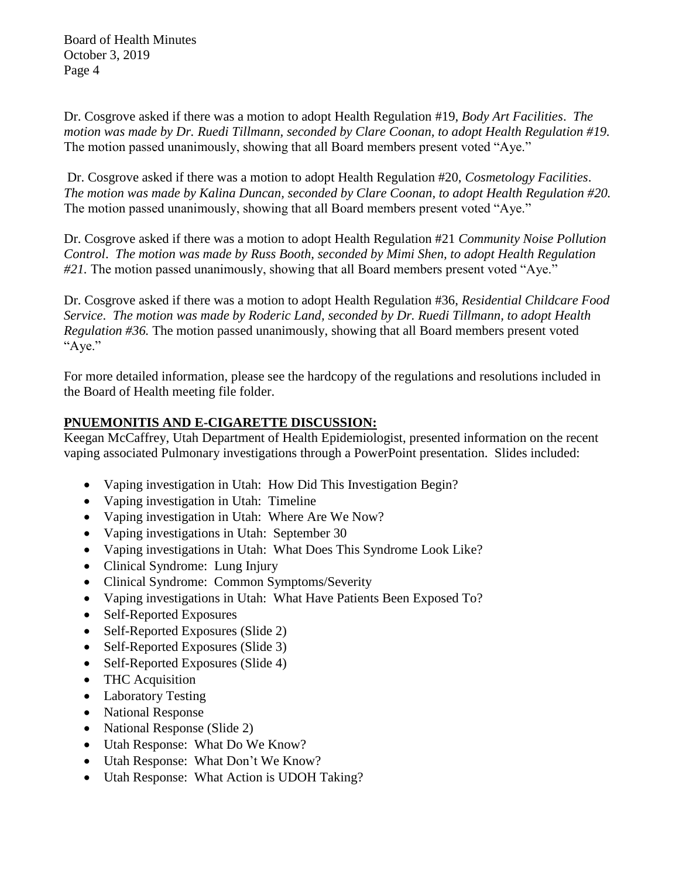Dr. Cosgrove asked if there was a motion to adopt Health Regulation #19, *Body Art Facilities*. *The motion was made by Dr. Ruedi Tillmann, seconded by Clare Coonan, to adopt Health Regulation #19.* The motion passed unanimously, showing that all Board members present voted "Aye."

Dr. Cosgrove asked if there was a motion to adopt Health Regulation #20, *Cosmetology Facilities*. *The motion was made by Kalina Duncan, seconded by Clare Coonan, to adopt Health Regulation #20.* The motion passed unanimously, showing that all Board members present voted "Aye."

Dr. Cosgrove asked if there was a motion to adopt Health Regulation #21 *Community Noise Pollution Control*. *The motion was made by Russ Booth, seconded by Mimi Shen, to adopt Health Regulation #21.* The motion passed unanimously, showing that all Board members present voted "Aye."

Dr. Cosgrove asked if there was a motion to adopt Health Regulation #36, *Residential Childcare Food Service*. *The motion was made by Roderic Land, seconded by Dr. Ruedi Tillmann, to adopt Health Regulation #36.* The motion passed unanimously, showing that all Board members present voted "Aye."

For more detailed information, please see the hardcopy of the regulations and resolutions included in the Board of Health meeting file folder.

**PNUEMONITIS AND E-CIGARETTE DISCUSSION:**

Keegan McCaffrey, Utah Department of Health Epidemiologist, presented information on the recent vaping associated Pulmonary investigations through a PowerPoint presentation. Slides included:

- Vaping investigation in Utah: How Did This Investigation Begin?
- Vaping investigation in Utah: Timeline
- Vaping investigation in Utah: Where Are We Now?
- Vaping investigations in Utah: September 30
- Vaping investigations in Utah: What Does This Syndrome Look Like?
- Clinical Syndrome: Lung Injury
- Clinical Syndrome: Common Symptoms/Severity
- Vaping investigations in Utah: What Have Patients Been Exposed To?
- Self-Reported Exposures
- Self-Reported Exposures (Slide 2)
- Self-Reported Exposures (Slide 3)
- Self-Reported Exposures (Slide 4)
- THC Acquisition
- Laboratory Testing
- National Response
- National Response (Slide 2)
- Utah Response: What Do We Know?
- Utah Response: What Don't We Know?
- Utah Response: What Action is UDOH Taking?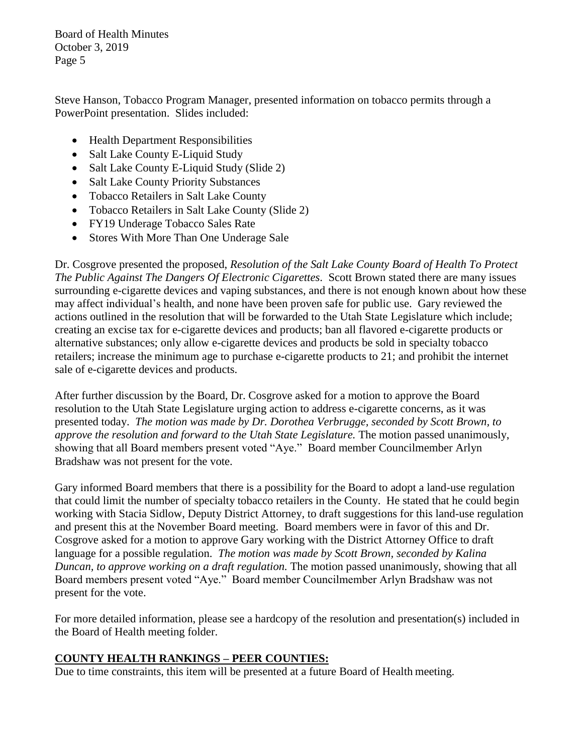Steve Hanson, Tobacco Program Manager, presented information on tobacco permits through a PowerPoint presentation. Slides included:

- Health Department Responsibilities
- Salt Lake County E-Liquid Study
- Salt Lake County E-Liquid Study (Slide 2)
- Salt Lake County Priority Substances
- Tobacco Retailers in Salt Lake County
- Tobacco Retailers in Salt Lake County (Slide 2)
- FY19 Underage Tobacco Sales Rate
- Stores With More Than One Underage Sale

Dr. Cosgrove presented the proposed, *Resolution of the Salt Lake County Board of Health To Protect The Public Against The Dangers Of Electronic Cigarettes*. Scott Brown stated there are many issues surrounding e-cigarette devices and vaping substances, and there is not enough known about how these may affect individual's health, and none have been proven safe for public use. Gary reviewed the actions outlined in the resolution that will be forwarded to the Utah State Legislature which include; creating an excise tax for e-cigarette devices and products; ban all flavored e-cigarette products or alternative substances; only allow e-cigarette devices and products be sold in specialty tobacco retailers; increase the minimum age to purchase e-cigarette products to 21; and prohibit the internet sale of e-cigarette devices and products.

After further discussion by the Board, Dr. Cosgrove asked for a motion to approve the Board resolution to the Utah State Legislature urging action to address e-cigarette concerns, as it was presented today. *The motion was made by Dr. Dorothea Verbrugge, seconded by Scott Brown, to approve the resolution and forward to the Utah State Legislature.* The motion passed unanimously, showing that all Board members present voted "Aye." Board member Councilmember Arlyn Bradshaw was not present for the vote.

Gary informed Board members that there is a possibility for the Board to adopt a land-use regulation that could limit the number of specialty tobacco retailers in the County. He stated that he could begin working with Stacia Sidlow, Deputy District Attorney, to draft suggestions for this land-use regulation and present this at the November Board meeting. Board members were in favor of this and Dr. Cosgrove asked for a motion to approve Gary working with the District Attorney Office to draft language for a possible regulation. *The motion was made by Scott Brown, seconded by Kalina Duncan, to approve working on a draft regulation.* The motion passed unanimously, showing that all Board members present voted "Aye." Board member Councilmember Arlyn Bradshaw was not present for the vote.

For more detailed information, please see a hardcopy of the resolution and presentation(s) included in the Board of Health meeting folder.

## COUNTY HEALTH RANKINGS – PEER COUNTIES:

Due to time constraints, this item will be presented at a future Board of Health meeting.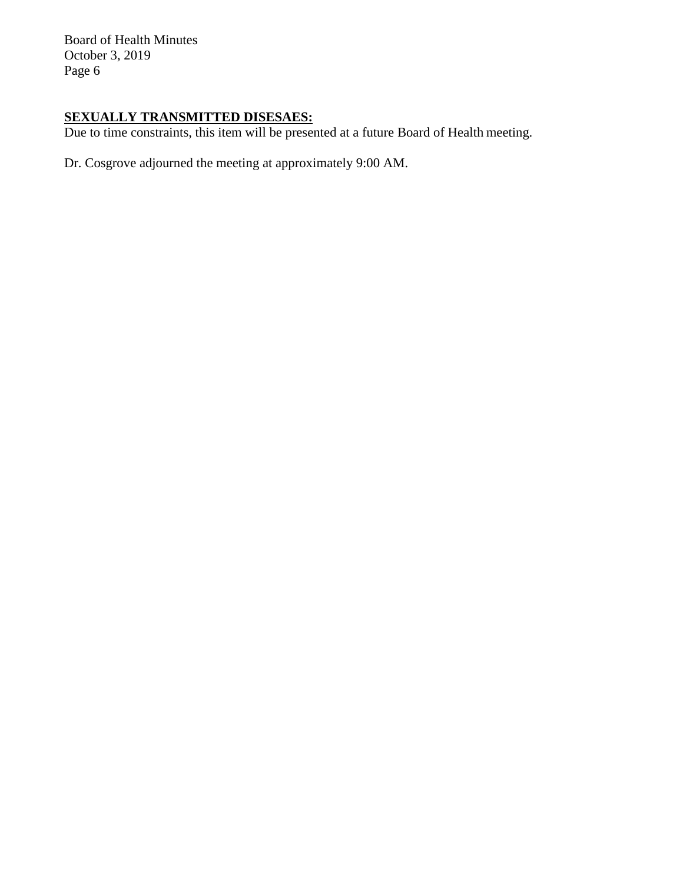**SEXUALLY TRANSMITTED DISESAES:**

Due to time constraints, this item will be presented at a future Board of Health meeting.

Dr. Cosgrove adjourned the meeting at approximately 9:00 AM.